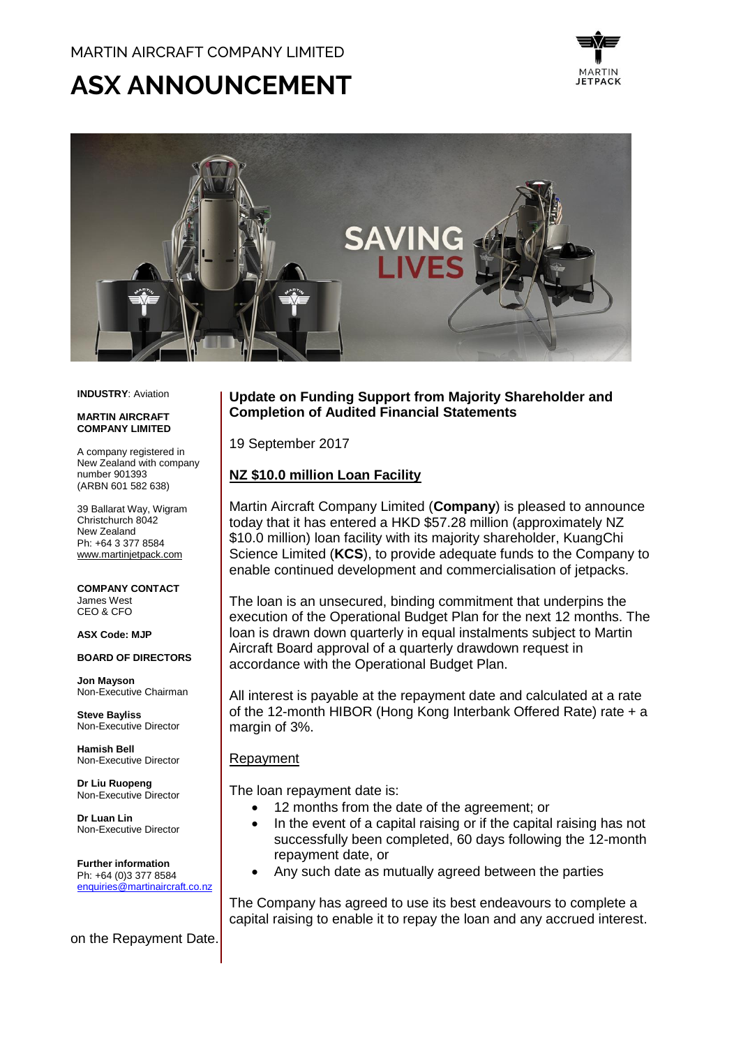MARTIN AIRCRAFT COMPANY LIMITED

# ASX ANNOUNCEMENT

**INDUSTRY**: Aviation

**MARTIN AIRCRAFT COMPANY LIMITED**

A company registered in New Zealand with company number 901393 (ARBN 601 582 638)

39 Ballarat Way, Wigram
Christchurch 8042
New Zealand
Ph: +64 3 377 8584
www.martinjetpack.com

**COMPANY CONTACT**
James West
CEO & CFO

**ASX Code: MJP**

**BOARD OF DIRECTORS**

**Jon Mayson**
Non-Executive Chairman

**Steve Bayliss**
Non-Executive Director

**Hamish Bell**
Non-Executive Director

**Dr Liu Ruopeng**
Non-Executive Director

**Dr Luan Lin**
Non-Executive Director

**Further information**
Ph: +64 (0)3 377 8584
enquiries@martinaircraft.co.nz

## Update on Funding Support from Majority Shareholder and Completion of Audited Financial Statements

19 September 2017

### NZ $10.0 million Loan Facility

Martin Aircraft Company Limited (**Company**) is pleased to announce today that it has entered a HKD $57.28 million (approximately NZ $10.0 million) loan facility with its majority shareholder, KuangChi Science Limited (**KCS**), to provide adequate funds to the Company to enable continued development and commercialisation of jetpacks.

The loan is an unsecured, binding commitment that underpins the execution of the Operational Budget Plan for the next 12 months. The loan is drawn down quarterly in equal instalments subject to Martin Aircraft Board approval of a quarterly drawdown request in accordance with the Operational Budget Plan.

All interest is payable at the repayment date and calculated at a rate of the 12-month HIBOR (Hong Kong Interbank Offered Rate) rate + a margin of 3%.

Repayment

The loan repayment date is:

- 12 months from the date of the agreement; or
- In the event of a capital raising or if the capital raising has not successfully been completed, 60 days following the 12-month repayment date, or
- Any such date as mutually agreed between the parties

The Company has agreed to use its best endeavours to complete a capital raising to enable it to repay the loan and any accrued interest on the Repayment Date.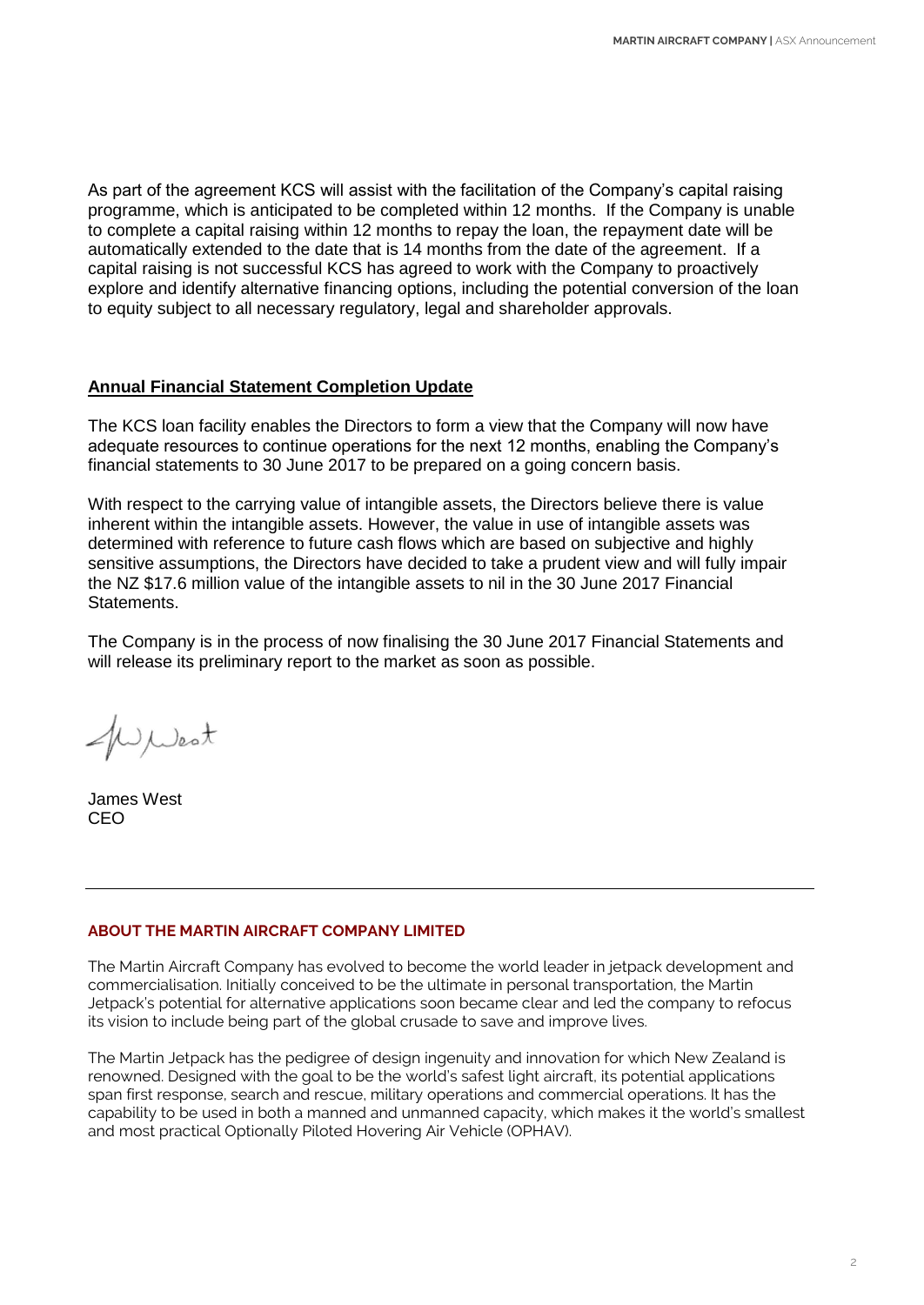As part of the agreement KCS will assist with the facilitation of the Company's capital raising programme, which is anticipated to be completed within 12 months. If the Company is unable to complete a capital raising within 12 months to repay the loan, the repayment date will be automatically extended to the date that is 14 months from the date of the agreement. If a capital raising is not successful KCS has agreed to work with the Company to proactively explore and identify alternative financing options, including the potential conversion of the loan to equity subject to all necessary regulatory, legal and shareholder approvals.

## Annual Financial Statement Completion Update

The KCS loan facility enables the Directors to form a view that the Company will now have adequate resources to continue operations for the next 12 months, enabling the Company's financial statements to 30 June 2017 to be prepared on a going concern basis.

With respect to the carrying value of intangible assets, the Directors believe there is value inherent within the intangible assets. However, the value in use of intangible assets was determined with reference to future cash flows which are based on subjective and highly sensitive assumptions, the Directors have decided to take a prudent view and will fully impair the NZ $17.6 million value of the intangible assets to nil in the 30 June 2017 Financial Statements.

The Company is in the process of now finalising the 30 June 2017 Financial Statements and will release its preliminary report to the market as soon as possible.

James West
CEO

---

### ABOUT THE MARTIN AIRCRAFT COMPANY LIMITED

The Martin Aircraft Company has evolved to become the world leader in jetpack development and commercialisation. Initially conceived to be the ultimate in personal transportation, the Martin Jetpack's potential for alternative applications soon became clear and led the company to refocus its vision to include being part of the global crusade to save and improve lives.

The Martin Jetpack has the pedigree of design ingenuity and innovation for which New Zealand is renowned. Designed with the goal to be the world's safest light aircraft, its potential applications span first response, search and rescue, military operations and commercial operations. It has the capability to be used in both a manned and unmanned capacity, which makes it the world's smallest and most practical Optionally Piloted Hovering Air Vehicle (OPHAV).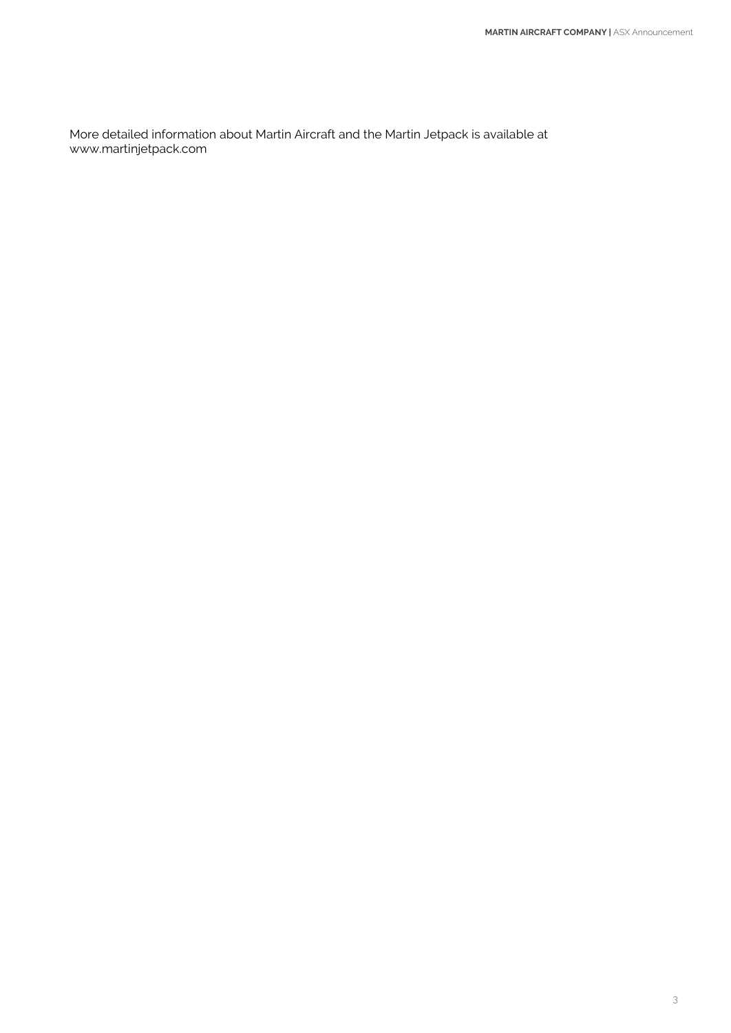More detailed information about Martin Aircraft and the Martin Jetpack is available at www.martinjetpack.com